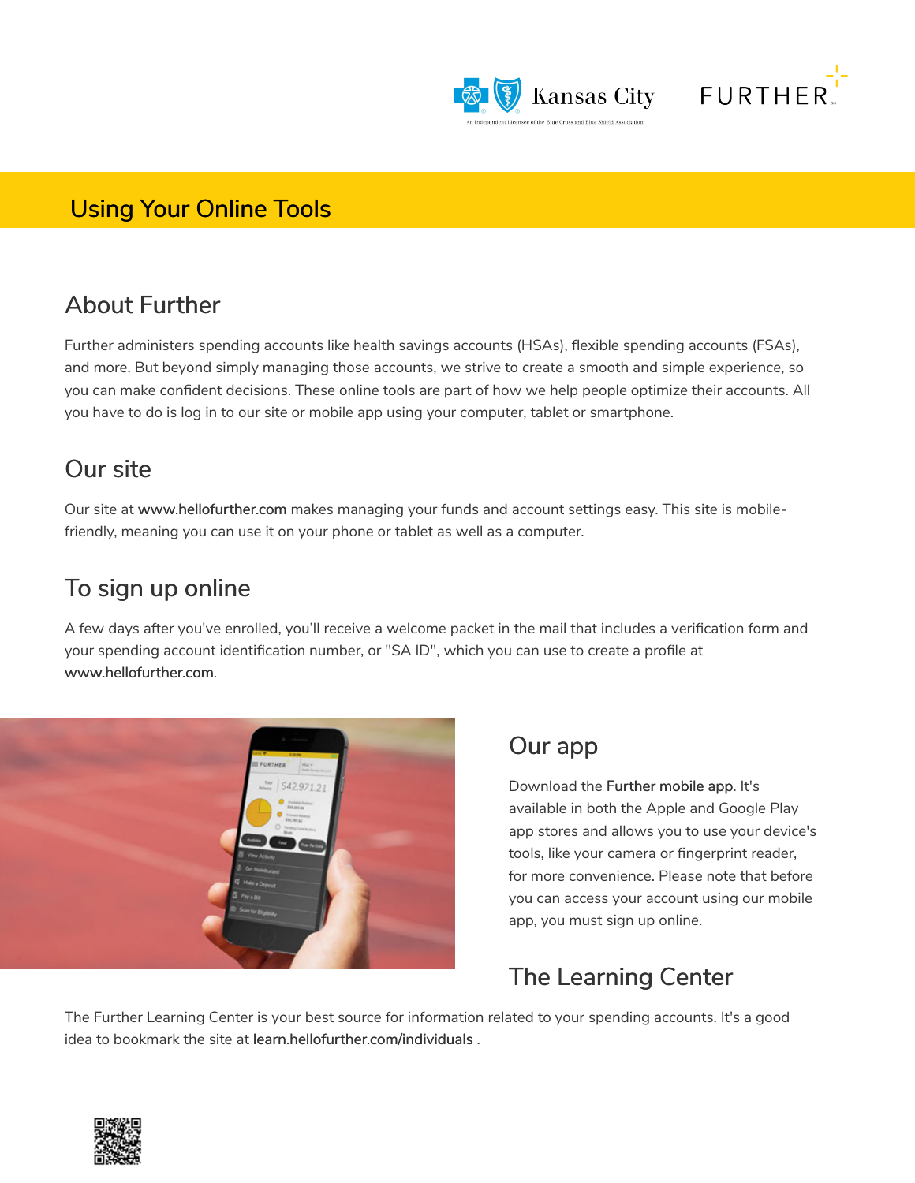# Using Your Online Tools

## About Further

Further administers spending accounts like health savings accounts (HSAs), flexible spending accounts (FSAs), and more. But beyond simply managing those accounts, we strive to create a smooth and simple experience, so you can make confident decisions. These online tools are part of how we help people optimize their accounts. All you have to do is log in to our site or mobile app using your computer, tablet or smartphone.

## Our site

Our site at **www.hellofurther.com** makes managing your funds and account settings easy. This site is mobile-friendly, meaning you can use it on your phone or tablet as well as a computer.

## To sign up online

A few days after you've enrolled, you'll receive a welcome packet in the mail that includes a verification form and your spending account identification number, or "SA ID", which you can use to create a profile at **www.hellofurther.com**.

## Our app

Download the **Further mobile app**. It's available in both the Apple and Google Play app stores and allows you to use your device's tools, like your camera or fingerprint reader, for more convenience. Please note that before you can access your account using our mobile app, you must sign up online.

## The Learning Center

The Further Learning Center is your best source for information related to your spending accounts. It's a good idea to bookmark the site at **learn.hellofurther.com/individuals** .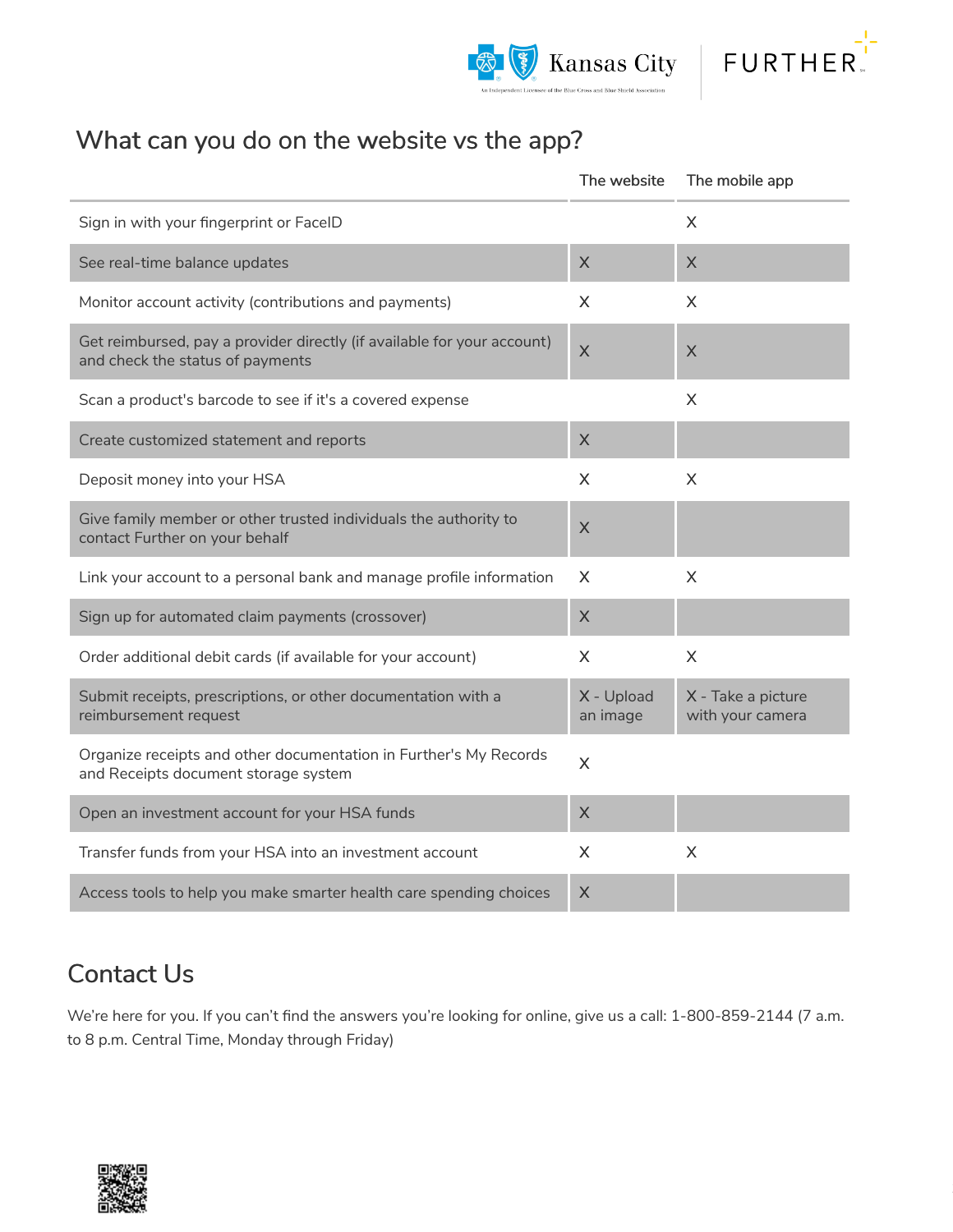## What can you do on the website vs the app?

| | The website | The mobile app |
|---|---|---|
| Sign in with your fingerprint or FaceID | | X |
| See real-time balance updates | X | X |
| Monitor account activity (contributions and payments) | X | X |
| Get reimbursed, pay a provider directly (if available for your account) and check the status of payments | X | X |
| Scan a product's barcode to see if it's a covered expense | | X |
| Create customized statement and reports | X | |
| Deposit money into your HSA | X | X |
| Give family member or other trusted individuals the authority to contact Further on your behalf | X | |
| Link your account to a personal bank and manage profile information | X | X |
| Sign up for automated claim payments (crossover) | X | |
| Order additional debit cards (if available for your account) | X | X |
| Submit receipts, prescriptions, or other documentation with a reimbursement request | X - Upload an image | X - Take a picture with your camera |
| Organize receipts and other documentation in Further's My Records and Receipts document storage system | X | |
| Open an investment account for your HSA funds | X | |
| Transfer funds from your HSA into an investment account | X | X |
| Access tools to help you make smarter health care spending choices | X | |

## Contact Us

We're here for you. If you can't find the answers you're looking for online, give us a call: 1-800-859-2144 (7 a.m. to 8 p.m. Central Time, Monday through Friday)